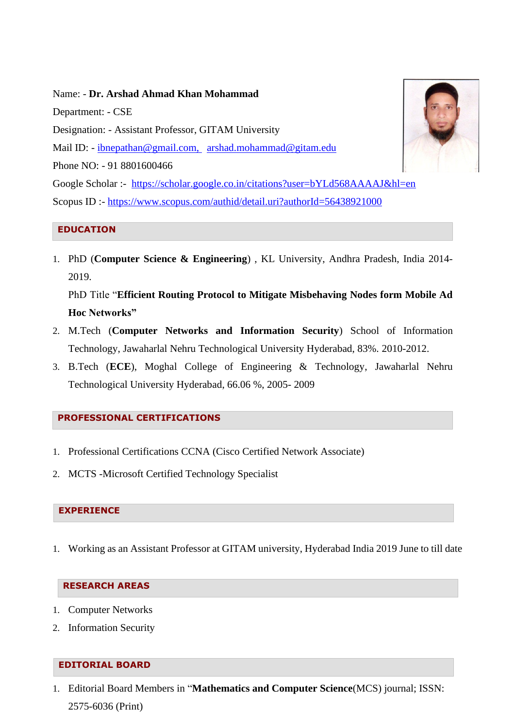Name: - **Dr. Arshad Ahmad Khan Mohammad**

Department: - CSE

Designation: - Assistant Professor, GITAM University

Mail ID: - ibnepathan@gmail.com, arshad.mohammad@gitam.edu

Phone NO: - 91 8801600466

Google Scholar :- https://scholar.google.co.in/citations?user=bYLd568AAAAJ&hl=en

Scopus ID :- https://www.scopus.com/authid/detail.uri?authorId=56438921000

## EDUCATION

1. PhD (**Computer Science & Engineering**) , KL University, Andhra Pradesh, India 2014-2019.

   PhD Title "**Efficient Routing Protocol to Mitigate Misbehaving Nodes form Mobile Ad Hoc Networks**"
2. M.Tech (**Computer Networks and Information Security**) School of Information Technology, Jawaharlal Nehru Technological University Hyderabad, 83%. 2010-2012.
3. B.Tech (**ECE**), Moghal College of Engineering & Technology, Jawaharlal Nehru Technological University Hyderabad, 66.06 %, 2005- 2009

## PROFESSIONAL CERTIFICATIONS

1. Professional Certifications CCNA (Cisco Certified Network Associate)
2. MCTS -Microsoft Certified Technology Specialist

## EXPERIENCE

1. Working as an Assistant Professor at GITAM university, Hyderabad India 2019 June to till date

## RESEARCH AREAS

1. Computer Networks
2. Information Security

## EDITORIAL BOARD

1. Editorial Board Members in "**Mathematics and Computer Science**(MCS) journal; ISSN: 2575-6036 (Print)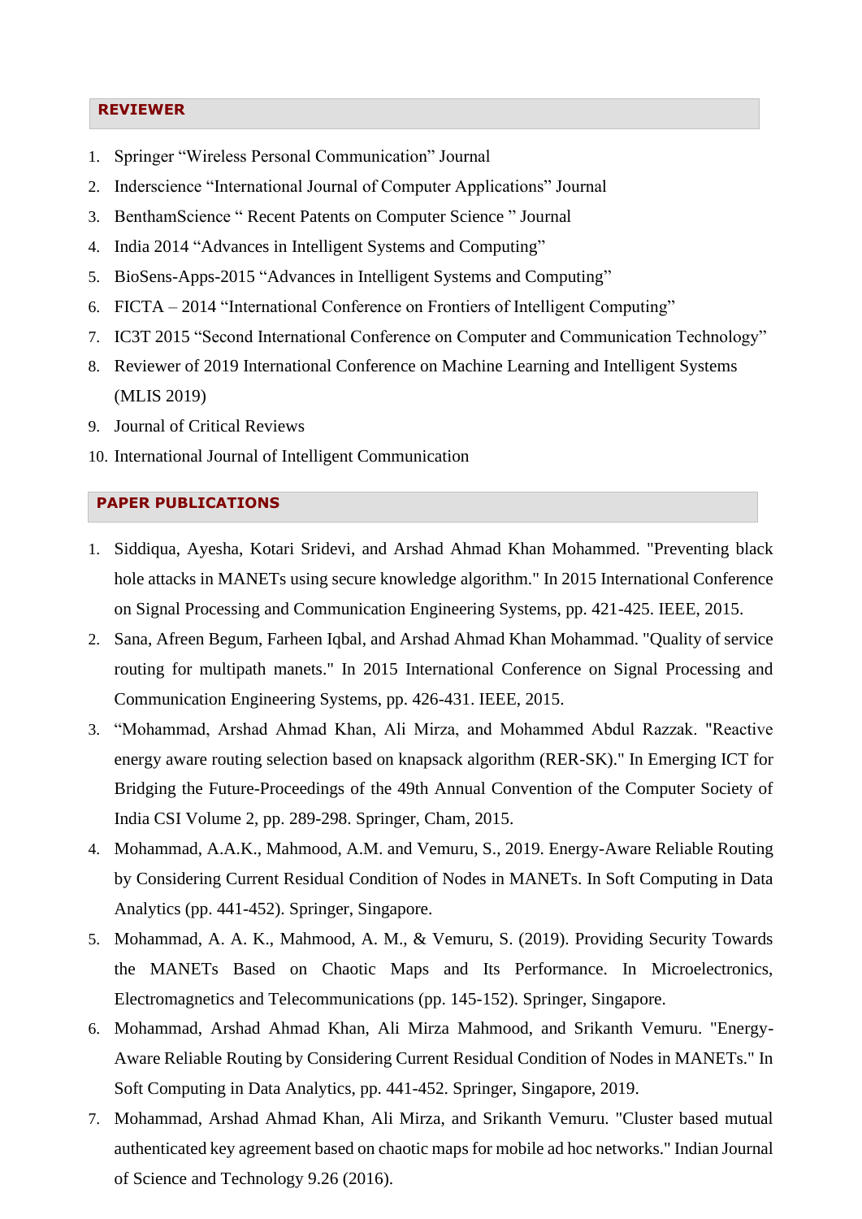## REVIEWER

1. Springer "Wireless Personal Communication" Journal
2. Inderscience "International Journal of Computer Applications" Journal
3. BenthamScience " Recent Patents on Computer Science " Journal
4. India 2014 "Advances in Intelligent Systems and Computing"
5. BioSens-Apps-2015 "Advances in Intelligent Systems and Computing"
6. FICTA – 2014 "International Conference on Frontiers of Intelligent Computing"
7. IC3T 2015 "Second International Conference on Computer and Communication Technology"
8. Reviewer of 2019 International Conference on Machine Learning and Intelligent Systems (MLIS 2019)
9. Journal of Critical Reviews
10. International Journal of Intelligent Communication

## PAPER PUBLICATIONS

1. Siddiqua, Ayesha, Kotari Sridevi, and Arshad Ahmad Khan Mohammed. "Preventing black hole attacks in MANETs using secure knowledge algorithm." In 2015 International Conference on Signal Processing and Communication Engineering Systems, pp. 421-425. IEEE, 2015.
2. Sana, Afreen Begum, Farheen Iqbal, and Arshad Ahmad Khan Mohammad. "Quality of service routing for multipath manets." In 2015 International Conference on Signal Processing and Communication Engineering Systems, pp. 426-431. IEEE, 2015.
3. "Mohammad, Arshad Ahmad Khan, Ali Mirza, and Mohammed Abdul Razzak. "Reactive energy aware routing selection based on knapsack algorithm (RER-SK)." In Emerging ICT for Bridging the Future-Proceedings of the 49th Annual Convention of the Computer Society of India CSI Volume 2, pp. 289-298. Springer, Cham, 2015.
4. Mohammad, A.A.K., Mahmood, A.M. and Vemuru, S., 2019. Energy-Aware Reliable Routing by Considering Current Residual Condition of Nodes in MANETs. In Soft Computing in Data Analytics (pp. 441-452). Springer, Singapore.
5. Mohammad, A. A. K., Mahmood, A. M., & Vemuru, S. (2019). Providing Security Towards the MANETs Based on Chaotic Maps and Its Performance. In Microelectronics, Electromagnetics and Telecommunications (pp. 145-152). Springer, Singapore.
6. Mohammad, Arshad Ahmad Khan, Ali Mirza Mahmood, and Srikanth Vemuru. "Energy-Aware Reliable Routing by Considering Current Residual Condition of Nodes in MANETs." In Soft Computing in Data Analytics, pp. 441-452. Springer, Singapore, 2019.
7. Mohammad, Arshad Ahmad Khan, Ali Mirza, and Srikanth Vemuru. "Cluster based mutual authenticated key agreement based on chaotic maps for mobile ad hoc networks." Indian Journal of Science and Technology 9.26 (2016).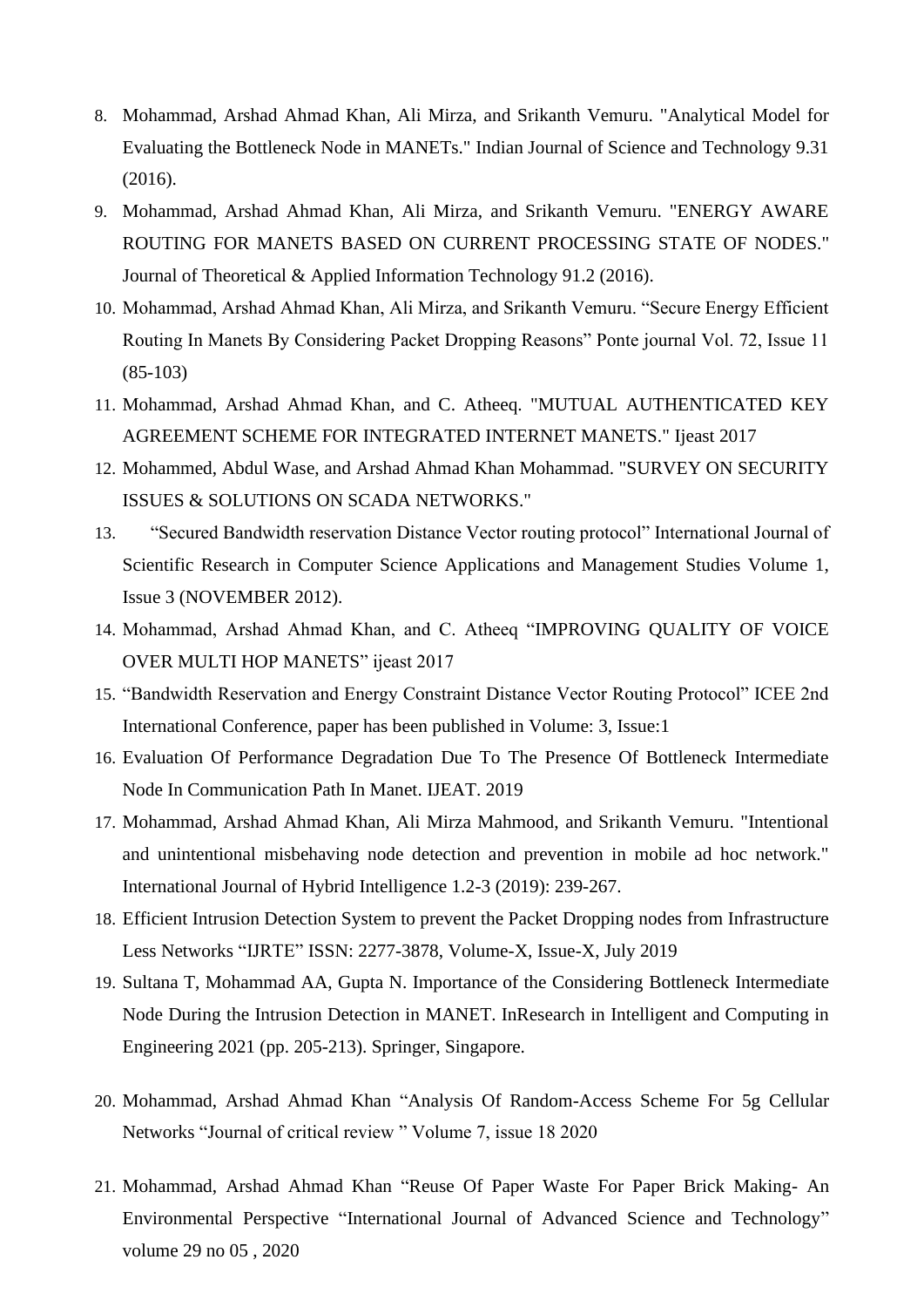8. Mohammad, Arshad Ahmad Khan, Ali Mirza, and Srikanth Vemuru. "Analytical Model for Evaluating the Bottleneck Node in MANETs." Indian Journal of Science and Technology 9.31 (2016).
9. Mohammad, Arshad Ahmad Khan, Ali Mirza, and Srikanth Vemuru. "ENERGY AWARE ROUTING FOR MANETS BASED ON CURRENT PROCESSING STATE OF NODES." Journal of Theoretical & Applied Information Technology 91.2 (2016).
10. Mohammad, Arshad Ahmad Khan, Ali Mirza, and Srikanth Vemuru. “Secure Energy Efficient Routing In Manets By Considering Packet Dropping Reasons” Ponte journal Vol. 72, Issue 11 (85-103)
11. Mohammad, Arshad Ahmad Khan, and C. Atheeq. "MUTUAL AUTHENTICATED KEY AGREEMENT SCHEME FOR INTEGRATED INTERNET MANETS." Ijeast 2017
12. Mohammed, Abdul Wase, and Arshad Ahmad Khan Mohammad. "SURVEY ON SECURITY ISSUES & SOLUTIONS ON SCADA NETWORKS."
13. “Secured Bandwidth reservation Distance Vector routing protocol” International Journal of Scientific Research in Computer Science Applications and Management Studies Volume 1, Issue 3 (NOVEMBER 2012).
14. Mohammad, Arshad Ahmad Khan, and C. Atheeq “IMPROVING QUALITY OF VOICE OVER MULTI HOP MANETS” ijeast 2017
15. “Bandwidth Reservation and Energy Constraint Distance Vector Routing Protocol” ICEE 2nd International Conference, paper has been published in Volume: 3, Issue:1
16. Evaluation Of Performance Degradation Due To The Presence Of Bottleneck Intermediate Node In Communication Path In Manet. IJEAT. 2019
17. Mohammad, Arshad Ahmad Khan, Ali Mirza Mahmood, and Srikanth Vemuru. "Intentional and unintentional misbehaving node detection and prevention in mobile ad hoc network." International Journal of Hybrid Intelligence 1.2-3 (2019): 239-267.
18. Efficient Intrusion Detection System to prevent the Packet Dropping nodes from Infrastructure Less Networks “IJRTE” ISSN: 2277-3878, Volume-X, Issue-X, July 2019
19. Sultana T, Mohammad AA, Gupta N. Importance of the Considering Bottleneck Intermediate Node During the Intrusion Detection in MANET. InResearch in Intelligent and Computing in Engineering 2021 (pp. 205-213). Springer, Singapore.
20. Mohammad, Arshad Ahmad Khan “Analysis Of Random-Access Scheme For 5g Cellular Networks “Journal of critical review ” Volume 7, issue 18 2020
21. Mohammad, Arshad Ahmad Khan “Reuse Of Paper Waste For Paper Brick Making- An Environmental Perspective “International Journal of Advanced Science and Technology” volume 29 no 05 , 2020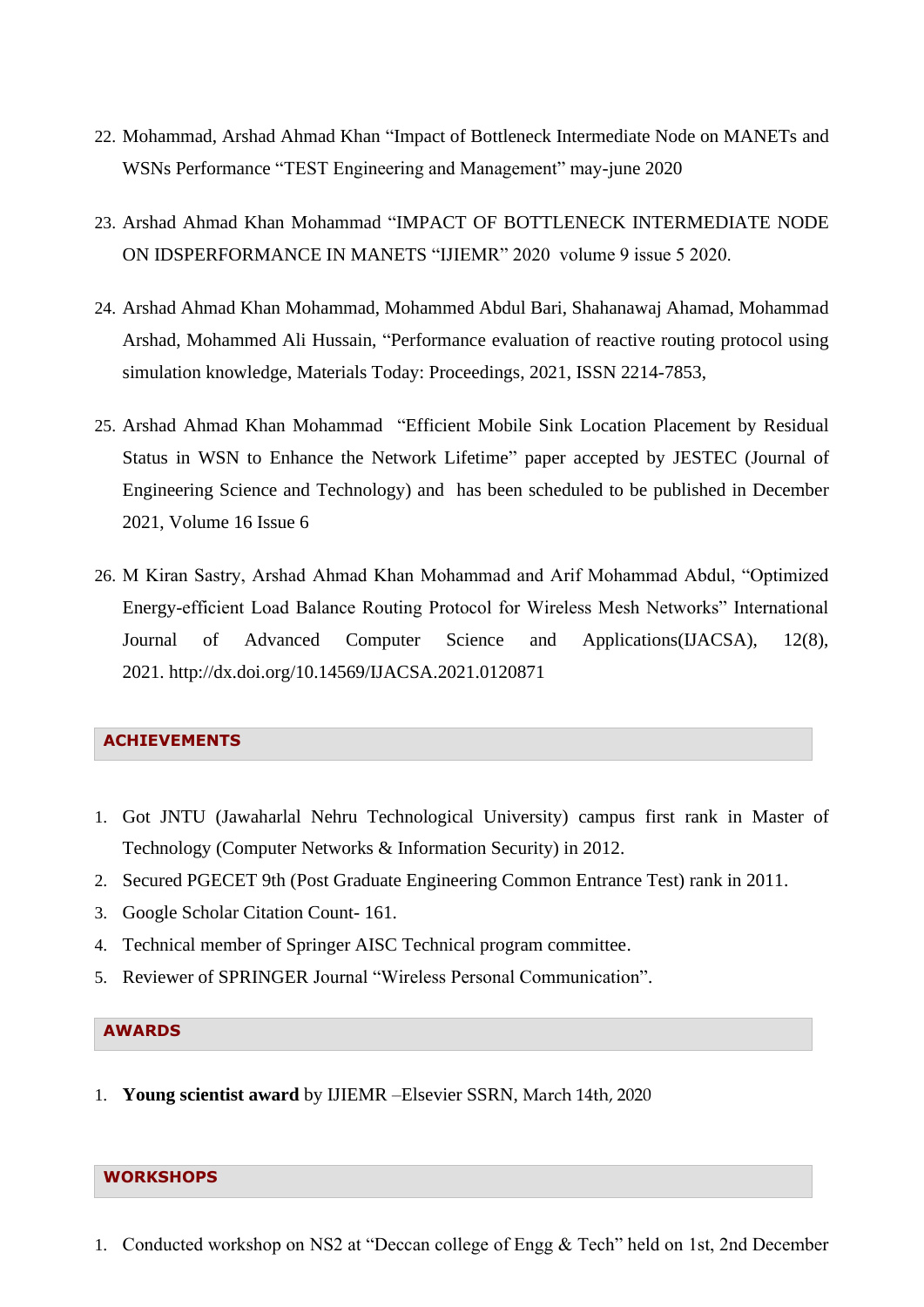22. Mohammad, Arshad Ahmad Khan “Impact of Bottleneck Intermediate Node on MANETs and WSNs Performance “TEST Engineering and Management” may-june 2020

23. Arshad Ahmad Khan Mohammad “IMPACT OF BOTTLENECK INTERMEDIATE NODE ON IDSPERFORMANCE IN MANETS “IJIEMR” 2020 volume 9 issue 5 2020.

24. Arshad Ahmad Khan Mohammad, Mohammed Abdul Bari, Shahanawaj Ahamad, Mohammad Arshad, Mohammed Ali Hussain, “Performance evaluation of reactive routing protocol using simulation knowledge, Materials Today: Proceedings, 2021, ISSN 2214-7853,

25. Arshad Ahmad Khan Mohammad “Efficient Mobile Sink Location Placement by Residual Status in WSN to Enhance the Network Lifetime” paper accepted by JESTEC (Journal of Engineering Science and Technology) and has been scheduled to be published in December 2021, Volume 16 Issue 6

26. M Kiran Sastry, Arshad Ahmad Khan Mohammad and Arif Mohammad Abdul, “Optimized Energy-efficient Load Balance Routing Protocol for Wireless Mesh Networks” International Journal of Advanced Computer Science and Applications(IJACSA), 12(8), 2021. http://dx.doi.org/10.14569/IJACSA.2021.0120871

## ACHIEVEMENTS

1. Got JNTU (Jawaharlal Nehru Technological University) campus first rank in Master of Technology (Computer Networks & Information Security) in 2012.
2. Secured PGECET 9th (Post Graduate Engineering Common Entrance Test) rank in 2011.
3. Google Scholar Citation Count- 161.
4. Technical member of Springer AISC Technical program committee.
5. Reviewer of SPRINGER Journal “Wireless Personal Communication”.

## AWARDS

1. **Young scientist award** by IJIEMR –Elsevier SSRN, March 14th, 2020

## WORKSHOPS

1. Conducted workshop on NS2 at “Deccan college of Engg & Tech” held on 1st, 2nd December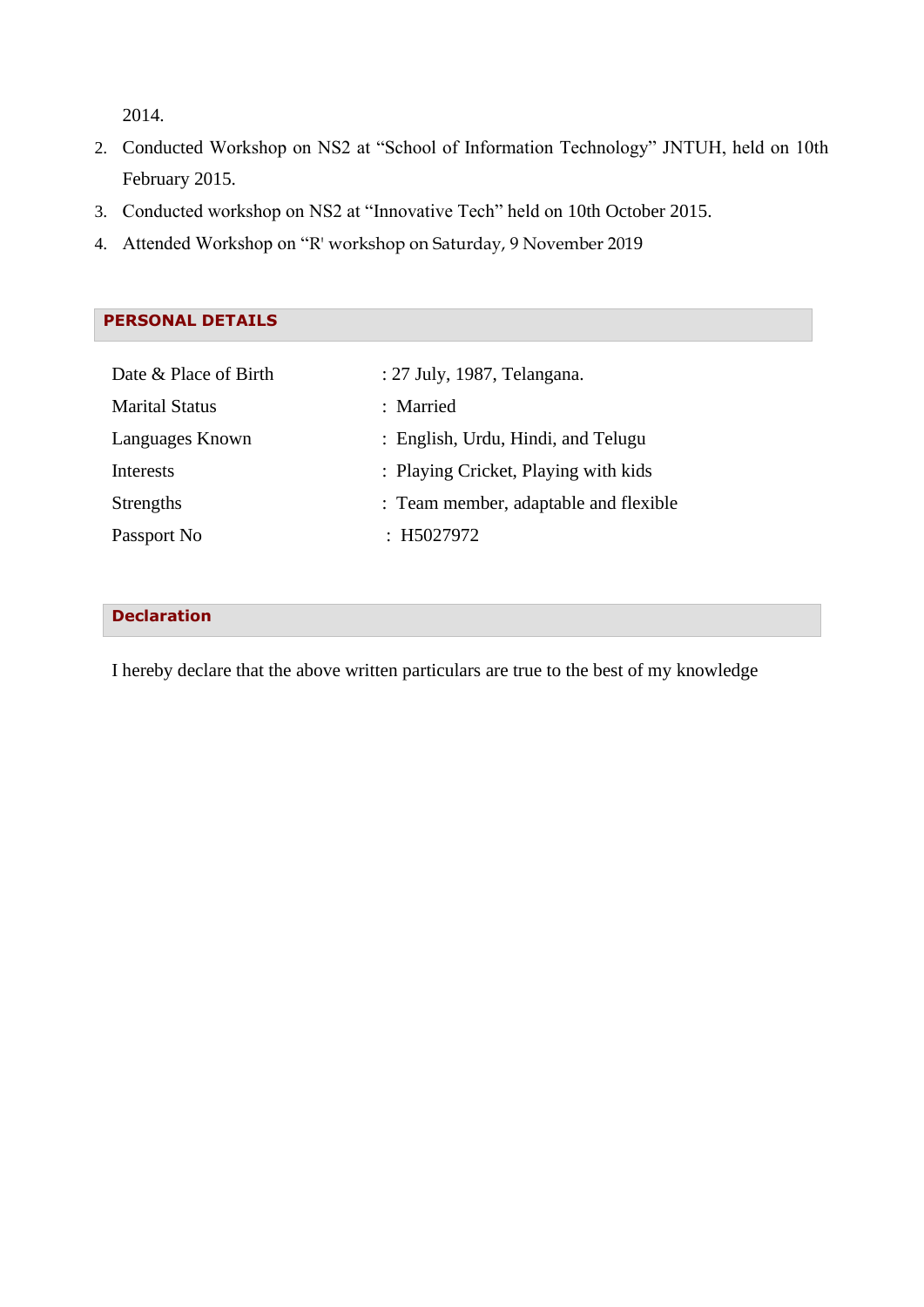2014.

2. Conducted Workshop on NS2 at "School of Information Technology" JNTUH, held on 10th February 2015.
3. Conducted workshop on NS2 at "Innovative Tech" held on 10th October 2015.
4. Attended Workshop on "R' workshop on Saturday, 9 November 2019

## PERSONAL DETAILS

| | |
|---|---|
| Date & Place of Birth | : 27 July, 1987, Telangana. |
| Marital Status | : Married |
| Languages Known | : English, Urdu, Hindi, and Telugu |
| Interests | : Playing Cricket, Playing with kids |
| Strengths | : Team member, adaptable and flexible |
| Passport No | : H5027972 |

## Declaration

I hereby declare that the above written particulars are true to the best of my knowledge